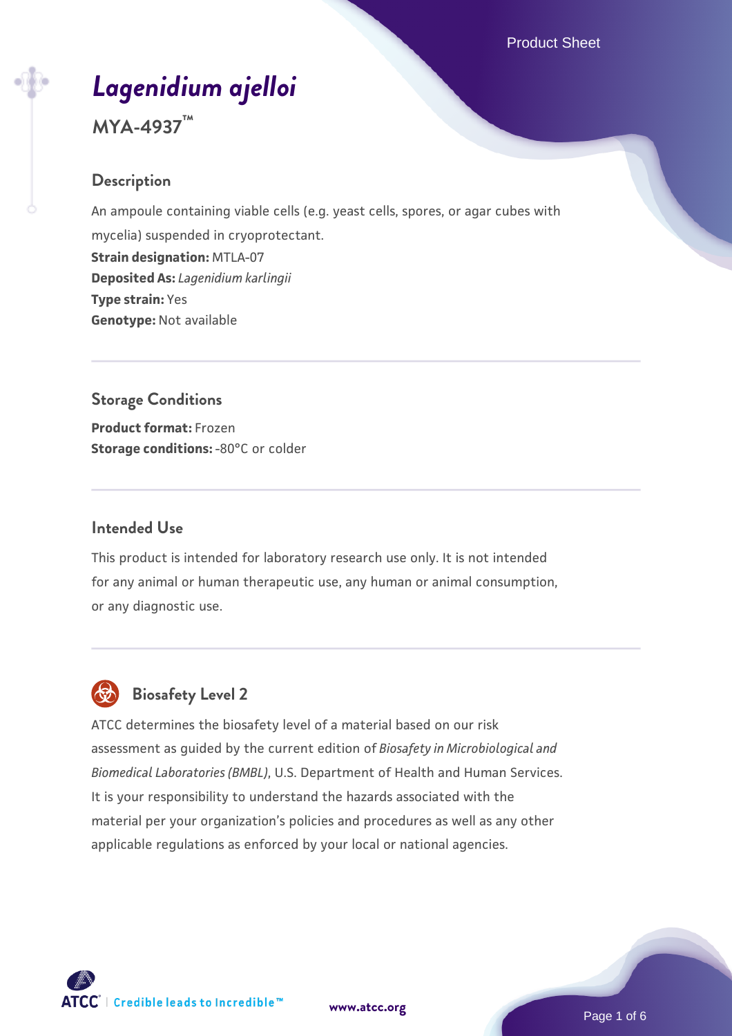# *Lagenidium ajelloi*

## MYA-4937™

### Description

An ampoule containing viable cells (e.g. yeast cells, spores, or agar cubes with mycelia) suspended in cryoprotectant.

**Strain designation:** MTLA-07
**Deposited As:** *Lagenidium karlingii*
**Type strain:** Yes
**Genotype:** Not available

### Storage Conditions

**Product format:** Frozen
**Storage conditions:** -80°C or colder

### Intended Use

This product is intended for laboratory research use only. It is not intended for any animal or human therapeutic use, any human or animal consumption, or any diagnostic use.

### Biosafety Level 2

ATCC determines the biosafety level of a material based on our risk assessment as guided by the current edition of *Biosafety in Microbiological and Biomedical Laboratories (BMBL)*, U.S. Department of Health and Human Services. It is your responsibility to understand the hazards associated with the material per your organization's policies and procedures as well as any other applicable regulations as enforced by your local or national agencies.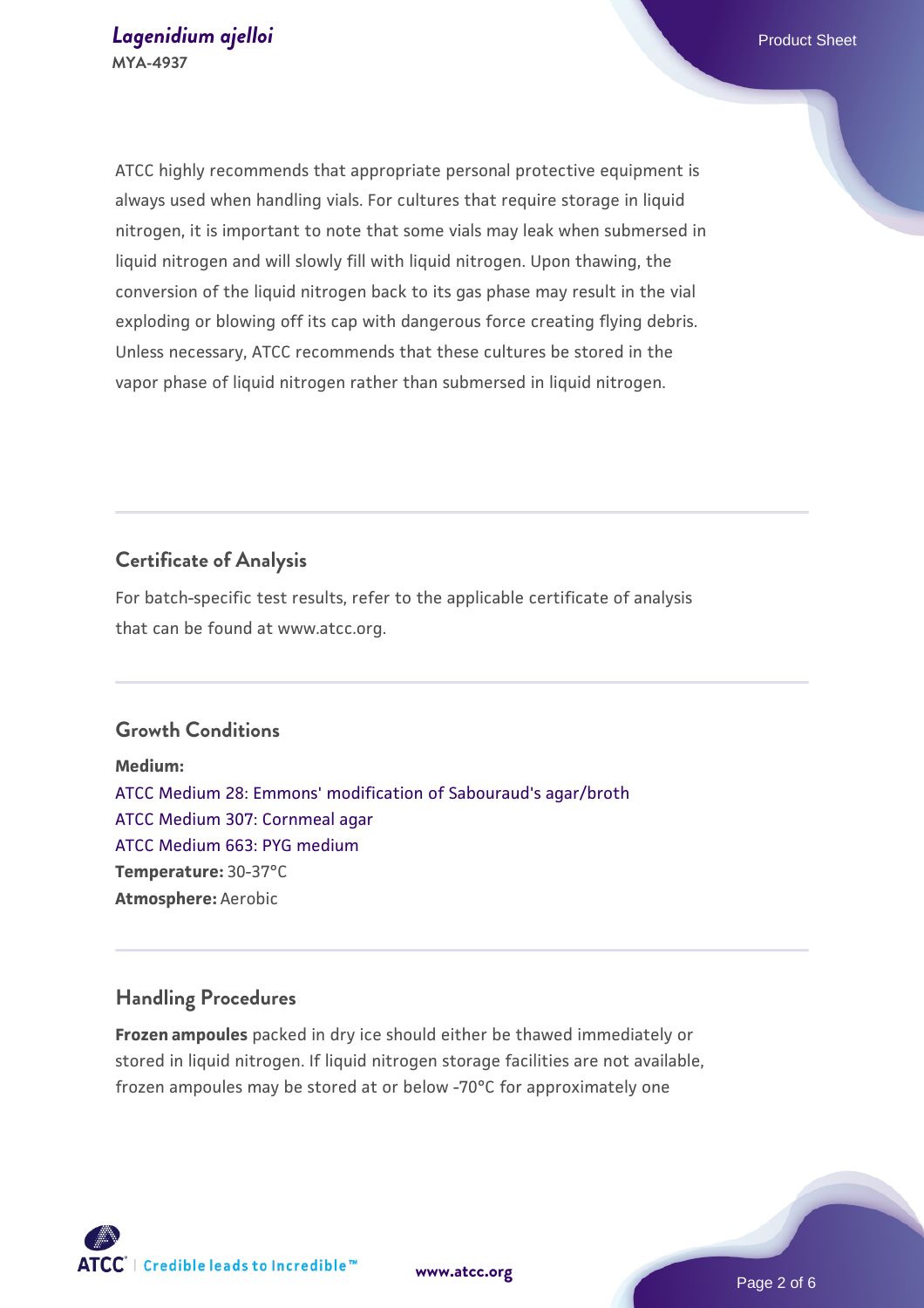ATCC highly recommends that appropriate personal protective equipment is always used when handling vials. For cultures that require storage in liquid nitrogen, it is important to note that some vials may leak when submersed in liquid nitrogen and will slowly fill with liquid nitrogen. Upon thawing, the conversion of the liquid nitrogen back to its gas phase may result in the vial exploding or blowing off its cap with dangerous force creating flying debris. Unless necessary, ATCC recommends that these cultures be stored in the vapor phase of liquid nitrogen rather than submersed in liquid nitrogen.

## Certificate of Analysis

For batch-specific test results, refer to the applicable certificate of analysis that can be found at www.atcc.org.

## Growth Conditions

**Medium:**
ATCC Medium 28: Emmons' modification of Sabouraud's agar/broth
ATCC Medium 307: Cornmeal agar
ATCC Medium 663: PYG medium
**Temperature:** 30-37°C
**Atmosphere:** Aerobic

## Handling Procedures

**Frozen ampoules** packed in dry ice should either be thawed immediately or stored in liquid nitrogen. If liquid nitrogen storage facilities are not available, frozen ampoules may be stored at or below -70°C for approximately one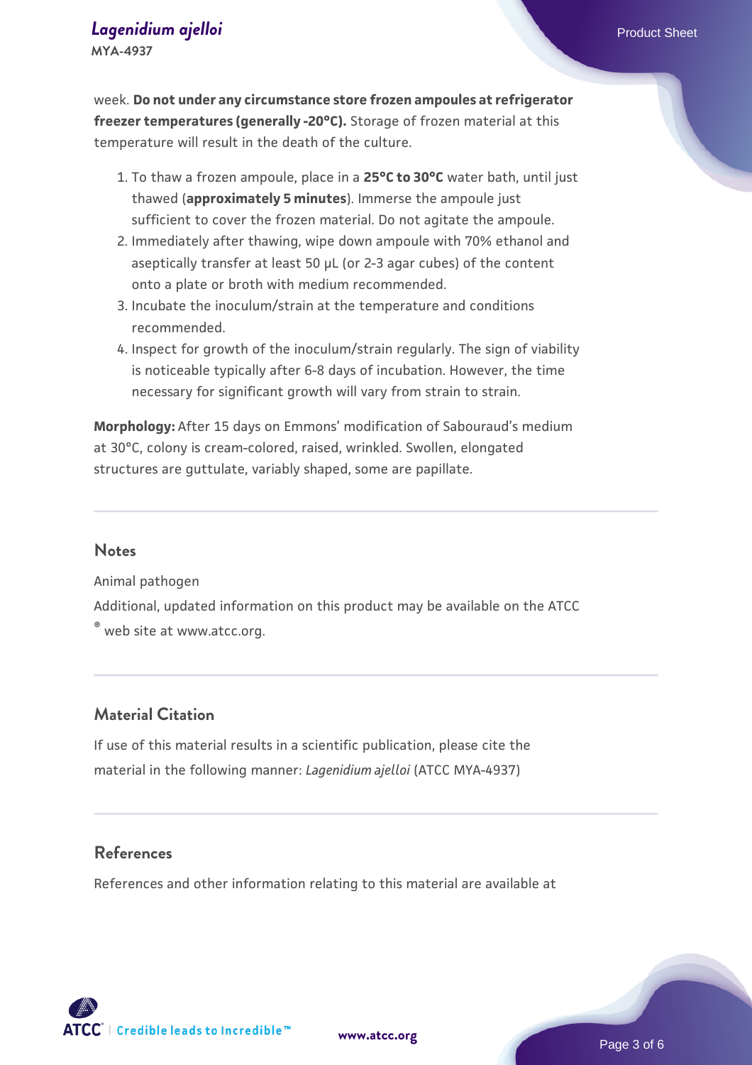week. **Do not under any circumstance store frozen ampoules at refrigerator freezer temperatures (generally -20°C).** Storage of frozen material at this temperature will result in the death of the culture.

1. To thaw a frozen ampoule, place in a **25°C to 30°C** water bath, until just thawed (**approximately 5 minutes**). Immerse the ampoule just sufficient to cover the frozen material. Do not agitate the ampoule.
2. Immediately after thawing, wipe down ampoule with 70% ethanol and aseptically transfer at least 50 µL (or 2-3 agar cubes) of the content onto a plate or broth with medium recommended.
3. Incubate the inoculum/strain at the temperature and conditions recommended.
4. Inspect for growth of the inoculum/strain regularly. The sign of viability is noticeable typically after 6-8 days of incubation. However, the time necessary for significant growth will vary from strain to strain.

**Morphology:** After 15 days on Emmons' modification of Sabouraud's medium at 30°C, colony is cream-colored, raised, wrinkled. Swollen, elongated structures are guttulate, variably shaped, some are papillate.

## Notes

Animal pathogen

Additional, updated information on this product may be available on the ATCC® web site at www.atcc.org.

## Material Citation

If use of this material results in a scientific publication, please cite the material in the following manner: *Lagenidium ajelloi* (ATCC MYA-4937)

## References

References and other information relating to this material are available at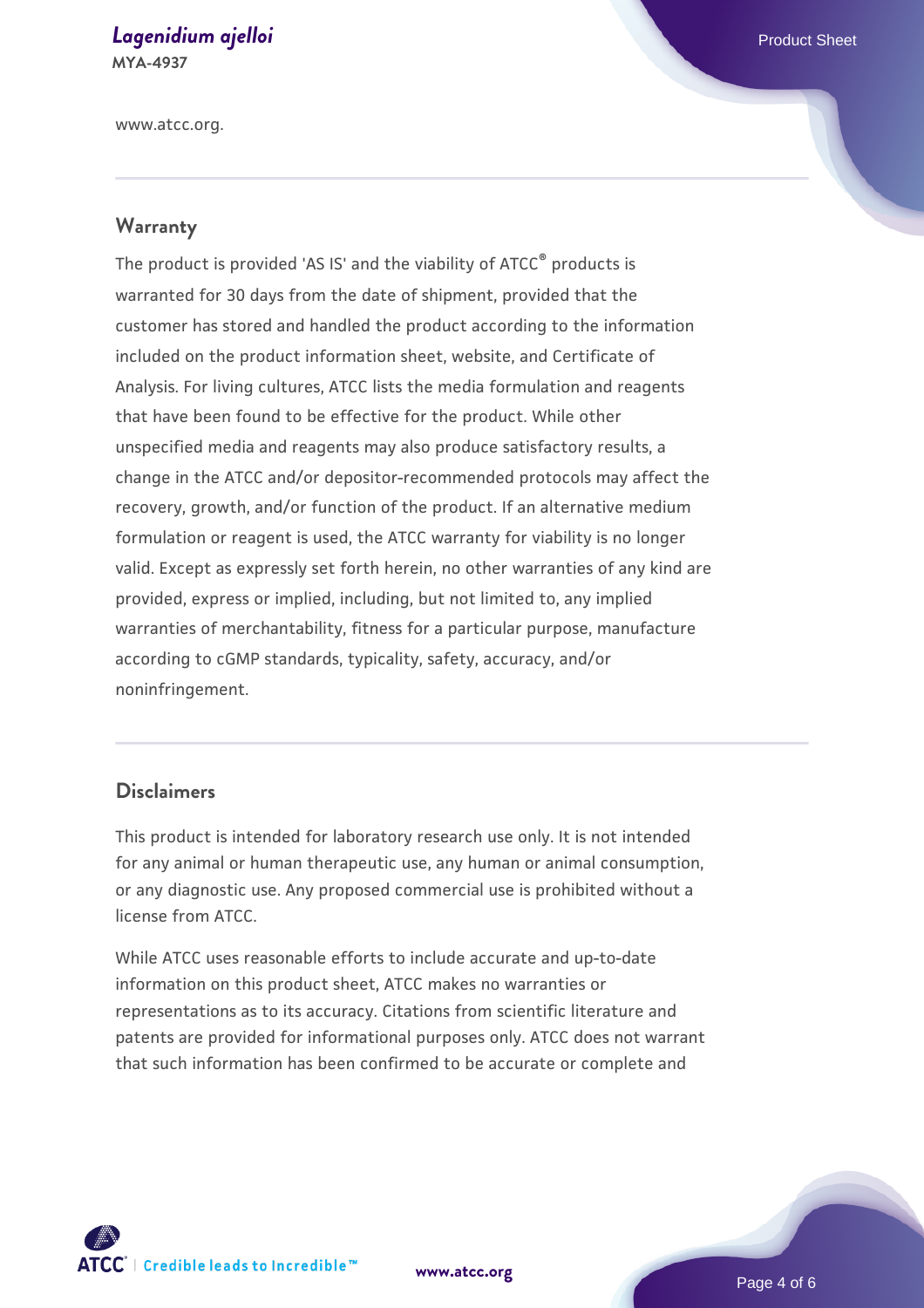www.atcc.org.

## Warranty

The product is provided 'AS IS' and the viability of ATCC® products is warranted for 30 days from the date of shipment, provided that the customer has stored and handled the product according to the information included on the product information sheet, website, and Certificate of Analysis. For living cultures, ATCC lists the media formulation and reagents that have been found to be effective for the product. While other unspecified media and reagents may also produce satisfactory results, a change in the ATCC and/or depositor-recommended protocols may affect the recovery, growth, and/or function of the product. If an alternative medium formulation or reagent is used, the ATCC warranty for viability is no longer valid. Except as expressly set forth herein, no other warranties of any kind are provided, express or implied, including, but not limited to, any implied warranties of merchantability, fitness for a particular purpose, manufacture according to cGMP standards, typicality, safety, accuracy, and/or noninfringement.

## Disclaimers

This product is intended for laboratory research use only. It is not intended for any animal or human therapeutic use, any human or animal consumption, or any diagnostic use. Any proposed commercial use is prohibited without a license from ATCC.

While ATCC uses reasonable efforts to include accurate and up-to-date information on this product sheet, ATCC makes no warranties or representations as to its accuracy. Citations from scientific literature and patents are provided for informational purposes only. ATCC does not warrant that such information has been confirmed to be accurate or complete and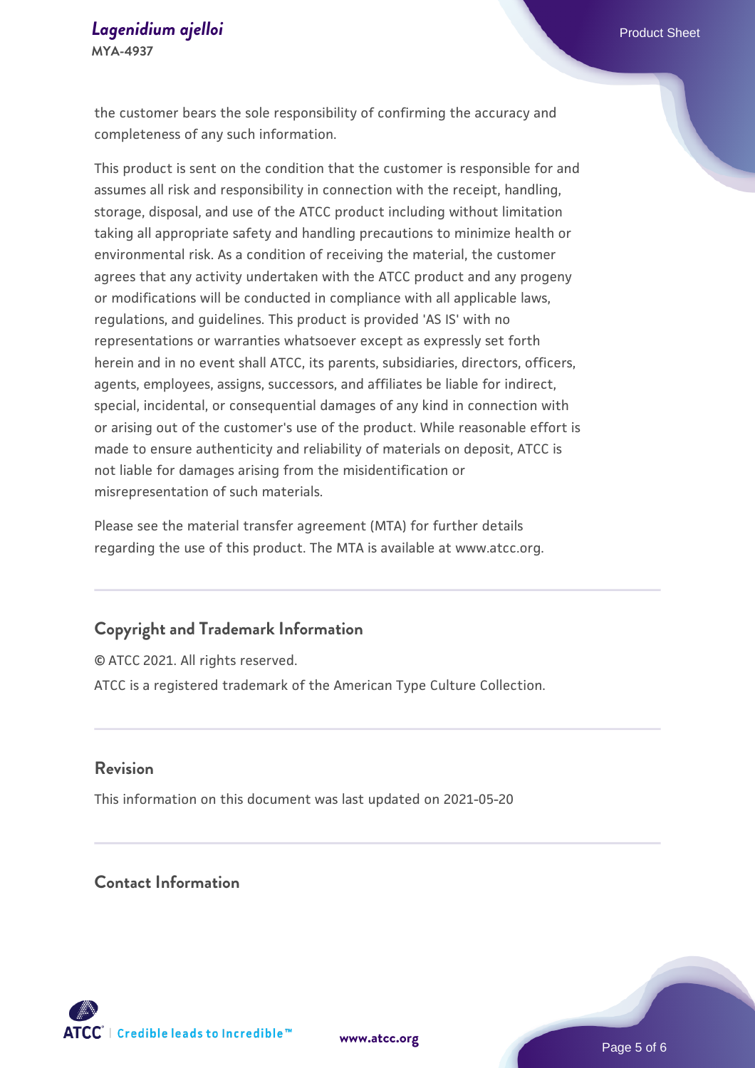the customer bears the sole responsibility of confirming the accuracy and completeness of any such information.

This product is sent on the condition that the customer is responsible for and assumes all risk and responsibility in connection with the receipt, handling, storage, disposal, and use of the ATCC product including without limitation taking all appropriate safety and handling precautions to minimize health or environmental risk. As a condition of receiving the material, the customer agrees that any activity undertaken with the ATCC product and any progeny or modifications will be conducted in compliance with all applicable laws, regulations, and guidelines. This product is provided 'AS IS' with no representations or warranties whatsoever except as expressly set forth herein and in no event shall ATCC, its parents, subsidiaries, directors, officers, agents, employees, assigns, successors, and affiliates be liable for indirect, special, incidental, or consequential damages of any kind in connection with or arising out of the customer's use of the product. While reasonable effort is made to ensure authenticity and reliability of materials on deposit, ATCC is not liable for damages arising from the misidentification or misrepresentation of such materials.

Please see the material transfer agreement (MTA) for further details regarding the use of this product. The MTA is available at www.atcc.org.

## Copyright and Trademark Information

© ATCC 2021. All rights reserved.

ATCC is a registered trademark of the American Type Culture Collection.

## Revision

This information on this document was last updated on 2021-05-20

## Contact Information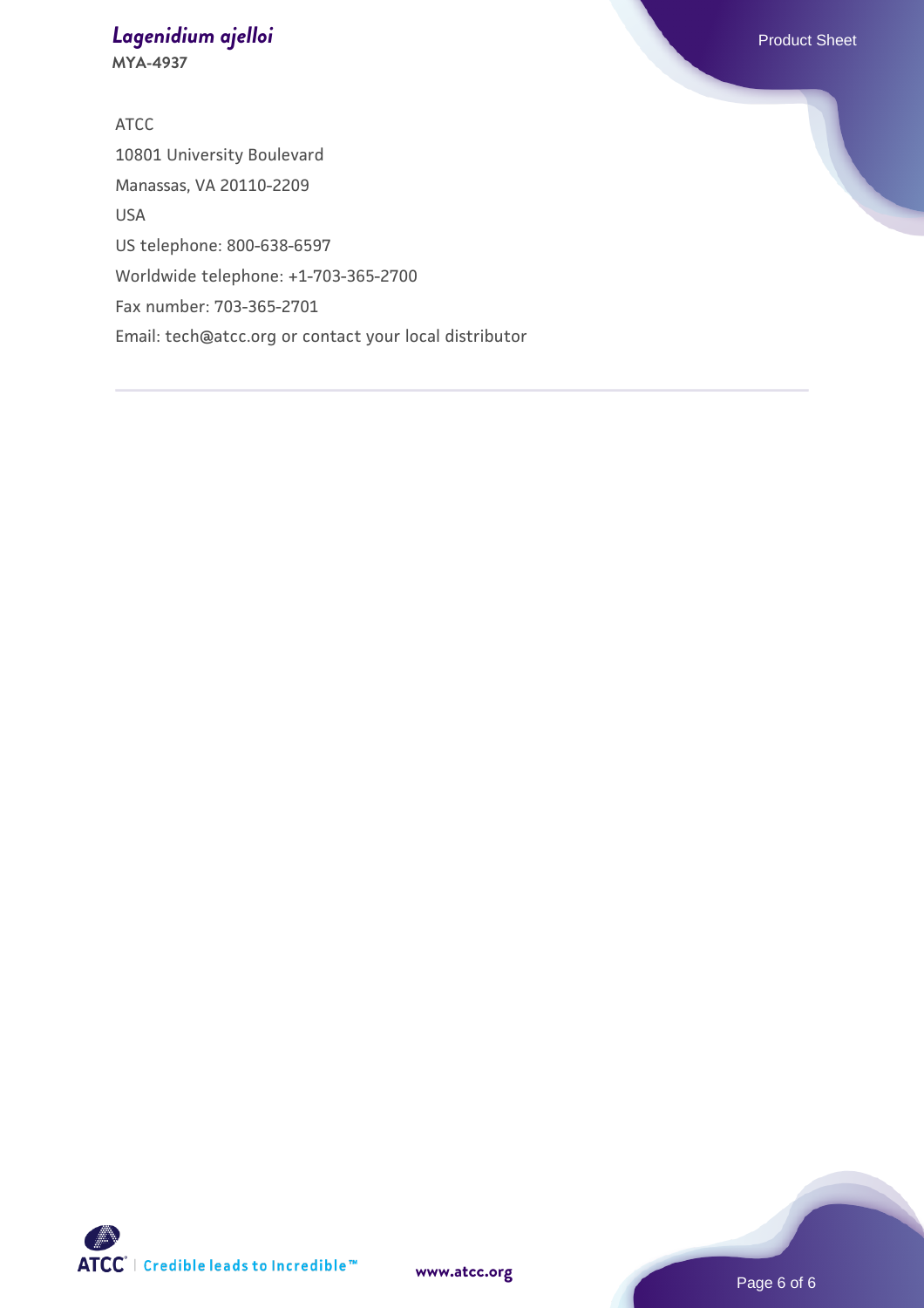ATCC

10801 University Boulevard

Manassas, VA 20110-2209

USA

US telephone: 800-638-6597

Worldwide telephone: +1-703-365-2700

Fax number: 703-365-2701

Email: tech@atcc.org or contact your local distributor